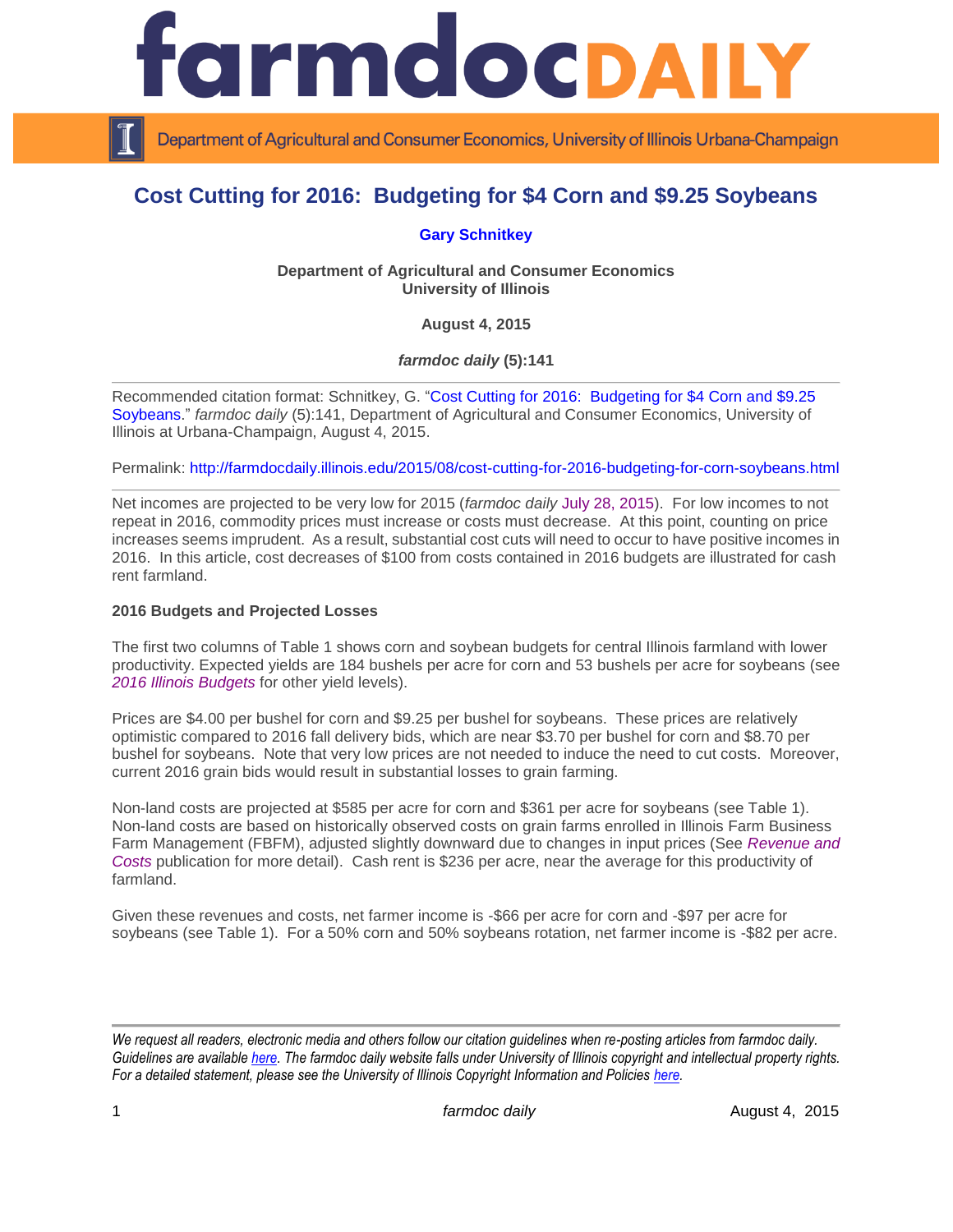# Cost Cutting for 2016: Budgeting for $4 Corn and $9.25 Soybeans

**Gary Schnitkey**

**Department of Agricultural and Consumer Economics**
**University of Illinois**

**August 4, 2015**

***farmdoc daily* (5):141**

---

Recommended citation format: Schnitkey, G. "Cost Cutting for 2016: Budgeting for $4 Corn and $9.25 Soybeans." *farmdoc daily* (5):141, Department of Agricultural and Consumer Economics, University of Illinois at Urbana-Champaign, August 4, 2015.

Permalink: http://farmdocdaily.illinois.edu/2015/08/cost-cutting-for-2016-budgeting-for-corn-soybeans.html

---

Net incomes are projected to be very low for 2015 (*farmdoc daily* July 28, 2015). For low incomes to not repeat in 2016, commodity prices must increase or costs must decrease. At this point, counting on price increases seems imprudent. As a result, substantial cost cuts will need to occur to have positive incomes in 2016. In this article, cost decreases of $100 from costs contained in 2016 budgets are illustrated for cash rent farmland.

**2016 Budgets and Projected Losses**

The first two columns of Table 1 shows corn and soybean budgets for central Illinois farmland with lower productivity. Expected yields are 184 bushels per acre for corn and 53 bushels per acre for soybeans (see *2016 Illinois Budgets* for other yield levels).

Prices are $4.00 per bushel for corn and $9.25 per bushel for soybeans. These prices are relatively optimistic compared to 2016 fall delivery bids, which are near $3.70 per bushel for corn and $8.70 per bushel for soybeans. Note that very low prices are not needed to induce the need to cut costs. Moreover, current 2016 grain bids would result in substantial losses to grain farming.

Non-land costs are projected at $585 per acre for corn and $361 per acre for soybeans (see Table 1). Non-land costs are based on historically observed costs on grain farms enrolled in Illinois Farm Business Farm Management (FBFM), adjusted slightly downward due to changes in input prices (See *Revenue and Costs* publication for more detail). Cash rent is $236 per acre, near the average for this productivity of farmland.

Given these revenues and costs, net farmer income is -$66 per acre for corn and -$97 per acre for soybeans (see Table 1). For a 50% corn and 50% soybeans rotation, net farmer income is -$82 per acre.

---

*We request all readers, electronic media and others follow our citation guidelines when re-posting articles from farmdoc daily. Guidelines are available here. The farmdoc daily website falls under University of Illinois copyright and intellectual property rights. For a detailed statement, please see the University of Illinois Copyright Information and Policies here.*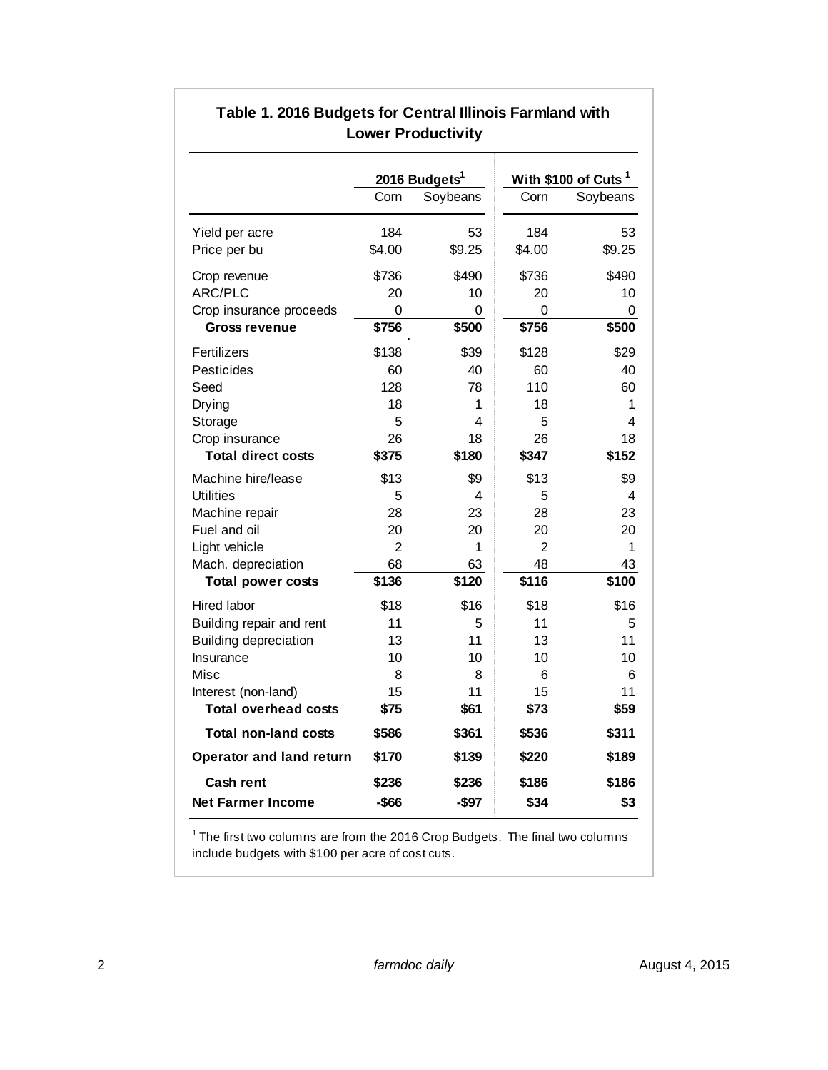**Table 1. 2016 Budgets for Central Illinois Farmland with Lower Productivity**

| | 2016 Budgets[1] | | With $100 of Cuts [1] | |
|---|---|---|---|---|
| | Corn | Soybeans | Corn | Soybeans |
| Yield per acre | 184 | 53 | 184 | 53 |
| Price per bu | $4.00 | $9.25 | $4.00 | $9.25 |
| Crop revenue | $736 | $490 | $736 | $490 |
| ARC/PLC | 20 | 10 | 20 | 10 |
| Crop insurance proceeds | 0 | 0 | 0 | 0 |
| **Gross revenue** | **$756** | **$500** | **$756** | **$500** |
| Fertilizers | $138 | $39 | $128 | $29 |
| Pesticides | 60 | 40 | 60 | 40 |
| Seed | 128 | 78 | 110 | 60 |
| Drying | 18 | 1 | 18 | 1 |
| Storage | 5 | 4 | 5 | 4 |
| Crop insurance | 26 | 18 | 26 | 18 |
| **Total direct costs** | **$375** | **$180** | **$347** | **$152** |
| Machine hire/lease | $13 | $9 | $13 | $9 |
| Utilities | 5 | 4 | 5 | 4 |
| Machine repair | 28 | 23 | 28 | 23 |
| Fuel and oil | 20 | 20 | 20 | 20 |
| Light vehicle | 2 | 1 | 2 | 1 |
| Mach. depreciation | 68 | 63 | 48 | 43 |
| **Total power costs** | **$136** | **$120** | **$116** | **$100** |
| Hired labor | $18 | $16 | $18 | $16 |
| Building repair and rent | 11 | 5 | 11 | 5 |
| Building depreciation | 13 | 11 | 13 | 11 |
| Insurance | 10 | 10 | 10 | 10 |
| Misc | 8 | 8 | 6 | 6 |
| Interest (non-land) | 15 | 11 | 15 | 11 |
| **Total overhead costs** | **$75** | **$61** | **$73** | **$59** |
| **Total non-land costs** | **$586** | **$361** | **$536** | **$311** |
| **Operator and land return** | **$170** | **$139** | **$220** | **$189** |
| **Cash rent** | **$236** | **$236** | **$186** | **$186** |
| **Net Farmer Income** | **-$66** | **-$97** | **$34** | **$3** |

[1] The first two columns are from the 2016 Crop Budgets. The final two columns include budgets with $100 per acre of cost cuts.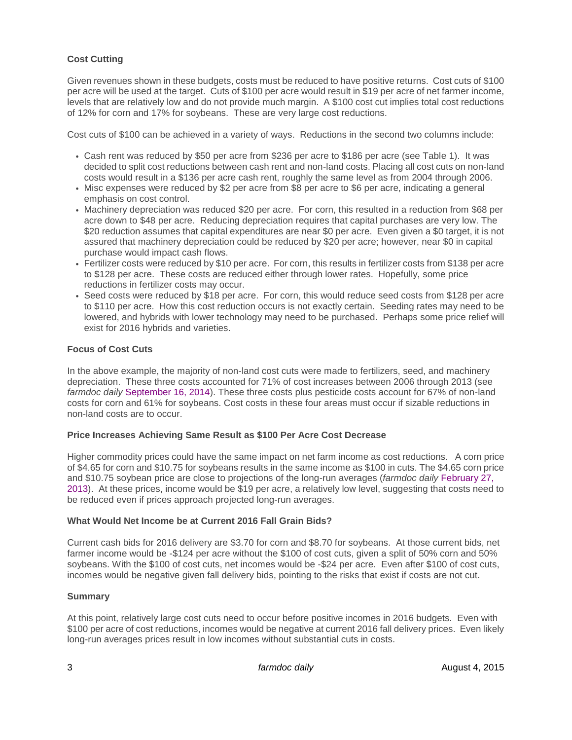### Cost Cutting

Given revenues shown in these budgets, costs must be reduced to have positive returns. Cost cuts of $100 per acre will be used at the target. Cuts of $100 per acre would result in $19 per acre of net farmer income, levels that are relatively low and do not provide much margin. A $100 cost cut implies total cost reductions of 12% for corn and 17% for soybeans. These are very large cost reductions.

Cost cuts of $100 can be achieved in a variety of ways. Reductions in the second two columns include:

- Cash rent was reduced by $50 per acre from $236 per acre to $186 per acre (see Table 1). It was decided to split cost reductions between cash rent and non-land costs. Placing all cost cuts on non-land costs would result in a $136 per acre cash rent, roughly the same level as from 2004 through 2006.
- Misc expenses were reduced by $2 per acre from $8 per acre to $6 per acre, indicating a general emphasis on cost control.
- Machinery depreciation was reduced $20 per acre. For corn, this resulted in a reduction from $68 per acre down to $48 per acre. Reducing depreciation requires that capital purchases are very low. The $20 reduction assumes that capital expenditures are near $0 per acre. Even given a $0 target, it is not assured that machinery depreciation could be reduced by $20 per acre; however, near $0 in capital purchase would impact cash flows.
- Fertilizer costs were reduced by $10 per acre. For corn, this results in fertilizer costs from $138 per acre to $128 per acre. These costs are reduced either through lower rates. Hopefully, some price reductions in fertilizer costs may occur.
- Seed costs were reduced by $18 per acre. For corn, this would reduce seed costs from $128 per acre to $110 per acre. How this cost reduction occurs is not exactly certain. Seeding rates may need to be lowered, and hybrids with lower technology may need to be purchased. Perhaps some price relief will exist for 2016 hybrids and varieties.

### Focus of Cost Cuts

In the above example, the majority of non-land cost cuts were made to fertilizers, seed, and machinery depreciation. These three costs accounted for 71% of cost increases between 2006 through 2013 (see *farmdoc daily* September 16, 2014). These three costs plus pesticide costs account for 67% of non-land costs for corn and 61% for soybeans. Cost costs in these four areas must occur if sizable reductions in non-land costs are to occur.

### Price Increases Achieving Same Result as $100 Per Acre Cost Decrease

Higher commodity prices could have the same impact on net farm income as cost reductions. A corn price of $4.65 for corn and $10.75 for soybeans results in the same income as $100 in cuts. The $4.65 corn price and $10.75 soybean price are close to projections of the long-run averages (*farmdoc daily* February 27, 2013). At these prices, income would be $19 per acre, a relatively low level, suggesting that costs need to be reduced even if prices approach projected long-run averages.

### What Would Net Income be at Current 2016 Fall Grain Bids?

Current cash bids for 2016 delivery are $3.70 for corn and $8.70 for soybeans. At those current bids, net farmer income would be -$124 per acre without the $100 of cost cuts, given a split of 50% corn and 50% soybeans. With the $100 of cost cuts, net incomes would be -$24 per acre. Even after $100 of cost cuts, incomes would be negative given fall delivery bids, pointing to the risks that exist if costs are not cut.

### Summary

At this point, relatively large cost cuts need to occur before positive incomes in 2016 budgets. Even with $100 per acre of cost reductions, incomes would be negative at current 2016 fall delivery prices. Even likely long-run averages prices result in low incomes without substantial cuts in costs.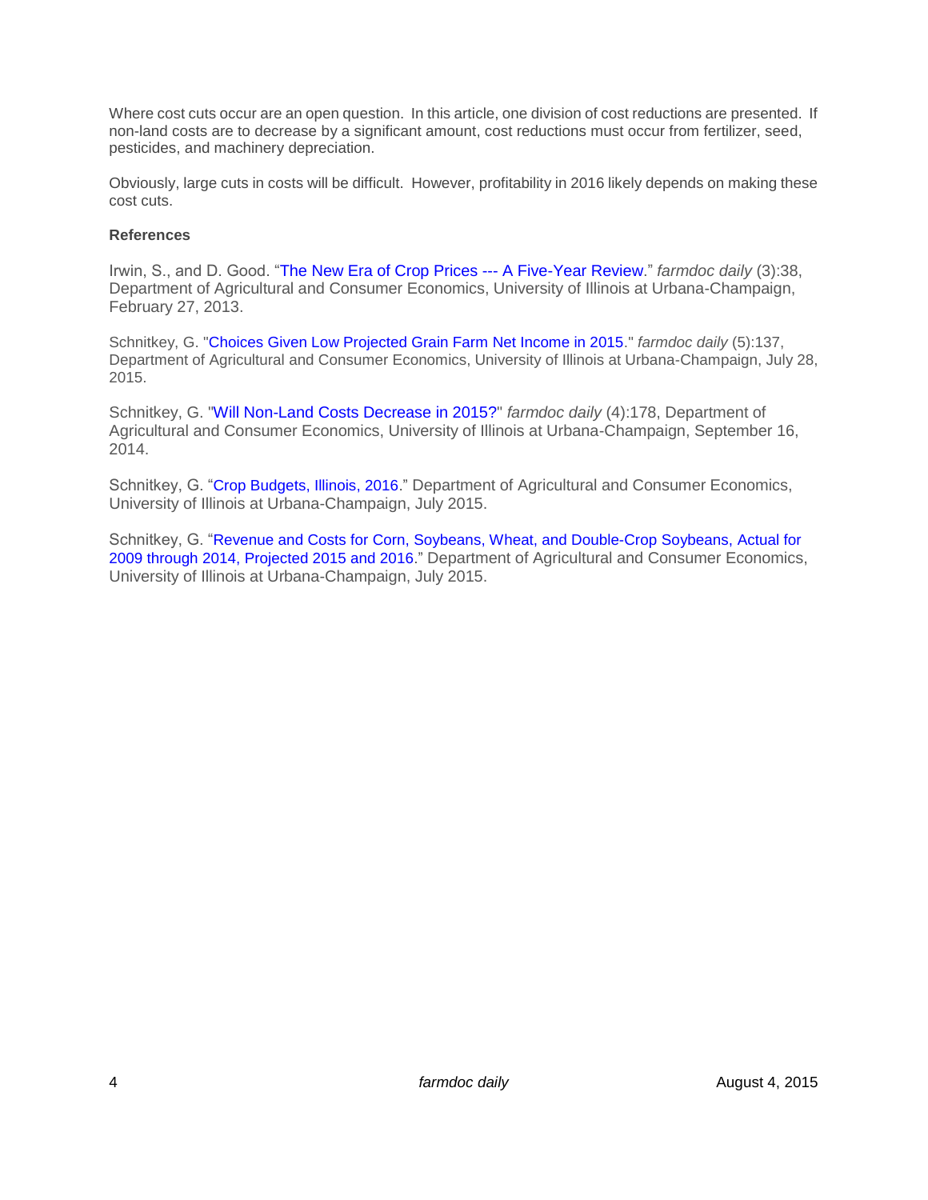Where cost cuts occur are an open question. In this article, one division of cost reductions are presented. If non-land costs are to decrease by a significant amount, cost reductions must occur from fertilizer, seed, pesticides, and machinery depreciation.

Obviously, large cuts in costs will be difficult. However, profitability in 2016 likely depends on making these cost cuts.

**References**

Irwin, S., and D. Good. "The New Era of Crop Prices --- A Five-Year Review." *farmdoc daily* (3):38, Department of Agricultural and Consumer Economics, University of Illinois at Urbana-Champaign, February 27, 2013.

Schnitkey, G. "Choices Given Low Projected Grain Farm Net Income in 2015." *farmdoc daily* (5):137, Department of Agricultural and Consumer Economics, University of Illinois at Urbana-Champaign, July 28, 2015.

Schnitkey, G. "Will Non-Land Costs Decrease in 2015?" *farmdoc daily* (4):178, Department of Agricultural and Consumer Economics, University of Illinois at Urbana-Champaign, September 16, 2014.

Schnitkey, G. "Crop Budgets, Illinois, 2016." Department of Agricultural and Consumer Economics, University of Illinois at Urbana-Champaign, July 2015.

Schnitkey, G. "Revenue and Costs for Corn, Soybeans, Wheat, and Double-Crop Soybeans, Actual for 2009 through 2014, Projected 2015 and 2016." Department of Agricultural and Consumer Economics, University of Illinois at Urbana-Champaign, July 2015.